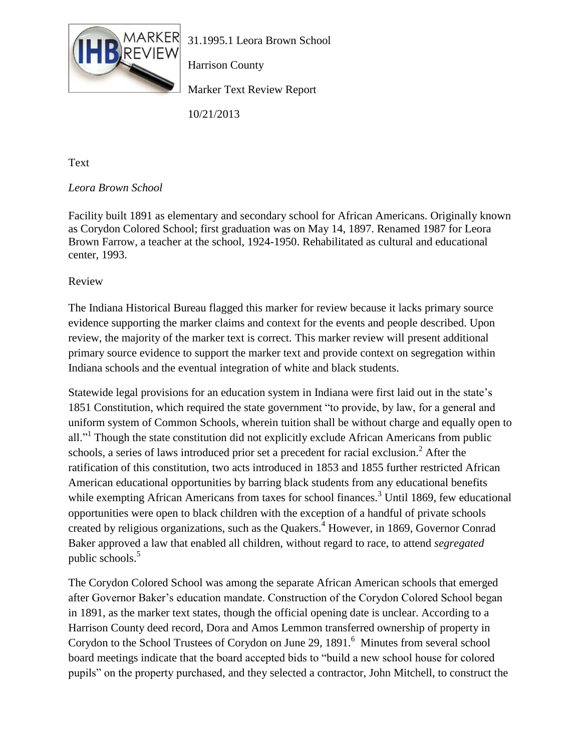31.1995.1 Leora Brown School

Harrison County

Marker Text Review Report

10/21/2013

Text

*Leora Brown School*

Facility built 1891 as elementary and secondary school for African Americans. Originally known as Corydon Colored School; first graduation was on May 14, 1897. Renamed 1987 for Leora Brown Farrow, a teacher at the school, 1924-1950. Rehabilitated as cultural and educational center, 1993.

Review

The Indiana Historical Bureau flagged this marker for review because it lacks primary source evidence supporting the marker claims and context for the events and people described. Upon review, the majority of the marker text is correct. This marker review will present additional primary source evidence to support the marker text and provide context on segregation within Indiana schools and the eventual integration of white and black students.

Statewide legal provisions for an education system in Indiana were first laid out in the state's 1851 Constitution, which required the state government "to provide, by law, for a general and uniform system of Common Schools, wherein tuition shall be without charge and equally open to all."[1] Though the state constitution did not explicitly exclude African Americans from public schools, a series of laws introduced prior set a precedent for racial exclusion.[2] After the ratification of this constitution, two acts introduced in 1853 and 1855 further restricted African American educational opportunities by barring black students from any educational benefits while exempting African Americans from taxes for school finances.[3] Until 1869, few educational opportunities were open to black children with the exception of a handful of private schools created by religious organizations, such as the Quakers.[4] However, in 1869, Governor Conrad Baker approved a law that enabled all children, without regard to race, to attend *segregated* public schools.[5]

The Corydon Colored School was among the separate African American schools that emerged after Governor Baker's education mandate. Construction of the Corydon Colored School began in 1891, as the marker text states, though the official opening date is unclear. According to a Harrison County deed record, Dora and Amos Lemmon transferred ownership of property in Corydon to the School Trustees of Corydon on June 29, 1891.[6] Minutes from several school board meetings indicate that the board accepted bids to "build a new school house for colored pupils" on the property purchased, and they selected a contractor, John Mitchell, to construct the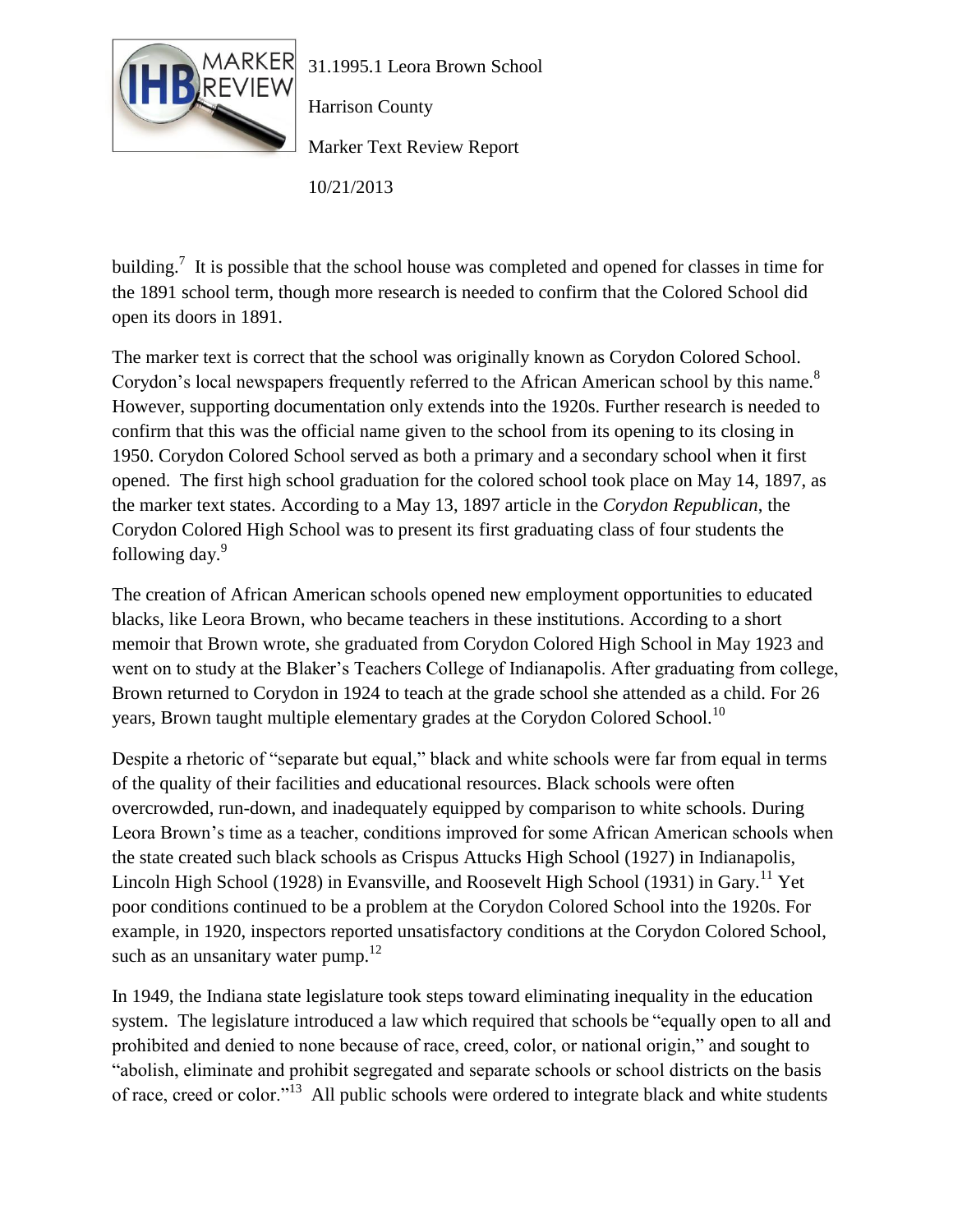building.[7] It is possible that the school house was completed and opened for classes in time for the 1891 school term, though more research is needed to confirm that the Colored School did open its doors in 1891.

The marker text is correct that the school was originally known as Corydon Colored School. Corydon's local newspapers frequently referred to the African American school by this name.[8] However, supporting documentation only extends into the 1920s. Further research is needed to confirm that this was the official name given to the school from its opening to its closing in 1950. Corydon Colored School served as both a primary and a secondary school when it first opened. The first high school graduation for the colored school took place on May 14, 1897, as the marker text states. According to a May 13, 1897 article in the *Corydon Republican*, the Corydon Colored High School was to present its first graduating class of four students the following day.[9]

The creation of African American schools opened new employment opportunities to educated blacks, like Leora Brown, who became teachers in these institutions. According to a short memoir that Brown wrote, she graduated from Corydon Colored High School in May 1923 and went on to study at the Blaker's Teachers College of Indianapolis. After graduating from college, Brown returned to Corydon in 1924 to teach at the grade school she attended as a child. For 26 years, Brown taught multiple elementary grades at the Corydon Colored School.[10]

Despite a rhetoric of "separate but equal," black and white schools were far from equal in terms of the quality of their facilities and educational resources. Black schools were often overcrowded, run-down, and inadequately equipped by comparison to white schools. During Leora Brown's time as a teacher, conditions improved for some African American schools when the state created such black schools as Crispus Attucks High School (1927) in Indianapolis, Lincoln High School (1928) in Evansville, and Roosevelt High School (1931) in Gary.[11] Yet poor conditions continued to be a problem at the Corydon Colored School into the 1920s. For example, in 1920, inspectors reported unsatisfactory conditions at the Corydon Colored School, such as an unsanitary water pump.[12]

In 1949, the Indiana state legislature took steps toward eliminating inequality in the education system. The legislature introduced a law which required that schools be "equally open to all and prohibited and denied to none because of race, creed, color, or national origin," and sought to "abolish, eliminate and prohibit segregated and separate schools or school districts on the basis of race, creed or color."[13] All public schools were ordered to integrate black and white students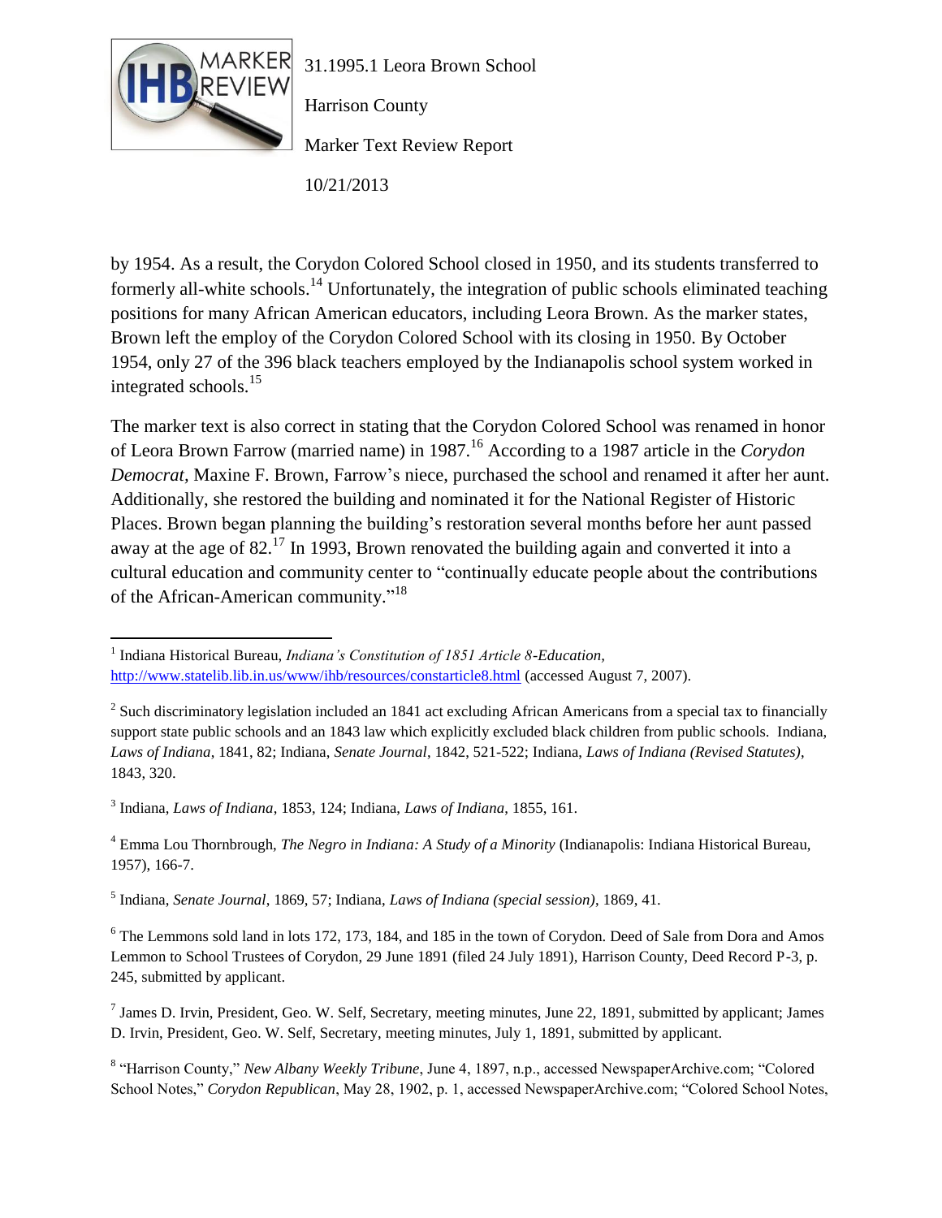by 1954. As a result, the Corydon Colored School closed in 1950, and its students transferred to formerly all-white schools.[14] Unfortunately, the integration of public schools eliminated teaching positions for many African American educators, including Leora Brown. As the marker states, Brown left the employ of the Corydon Colored School with its closing in 1950. By October 1954, only 27 of the 396 black teachers employed by the Indianapolis school system worked in integrated schools.[15]

The marker text is also correct in stating that the Corydon Colored School was renamed in honor of Leora Brown Farrow (married name) in 1987.[16] According to a 1987 article in the *Corydon Democrat,* Maxine F. Brown, Farrow's niece, purchased the school and renamed it after her aunt. Additionally, she restored the building and nominated it for the National Register of Historic Places. Brown began planning the building's restoration several months before her aunt passed away at the age of 82.[17] In 1993, Brown renovated the building again and converted it into a cultural education and community center to "continually educate people about the contributions of the African-American community."[18]

---

[1] Indiana Historical Bureau, *Indiana's Constitution of 1851 Article 8-Education,* http://www.statelib.lib.in.us/www/ihb/resources/constarticle8.html (accessed August 7, 2007).

[2] Such discriminatory legislation included an 1841 act excluding African Americans from a special tax to financially support state public schools and an 1843 law which explicitly excluded black children from public schools. Indiana, *Laws of Indiana*, 1841, 82; Indiana, *Senate Journal*, 1842, 521-522; Indiana, *Laws of Indiana (Revised Statutes)*, 1843, 320.

[3] Indiana, *Laws of Indiana*, 1853, 124; Indiana, *Laws of Indiana*, 1855, 161.

[4] Emma Lou Thornbrough, *The Negro in Indiana: A Study of a Minority* (Indianapolis: Indiana Historical Bureau, 1957), 166-7.

[5] Indiana, *Senate Journal*, 1869, 57; Indiana, *Laws of Indiana (special session)*, 1869, 41.

[6] The Lemmons sold land in lots 172, 173, 184, and 185 in the town of Corydon. Deed of Sale from Dora and Amos Lemmon to School Trustees of Corydon, 29 June 1891 (filed 24 July 1891), Harrison County, Deed Record P-3, p. 245, submitted by applicant.

[7] James D. Irvin, President, Geo. W. Self, Secretary, meeting minutes, June 22, 1891, submitted by applicant; James D. Irvin, President, Geo. W. Self, Secretary, meeting minutes, July 1, 1891, submitted by applicant.

[8] "Harrison County," *New Albany Weekly Tribune*, June 4, 1897, n.p., accessed NewspaperArchive.com; "Colored School Notes," *Corydon Republican*, May 28, 1902, p. 1, accessed NewspaperArchive.com; "Colored School Notes,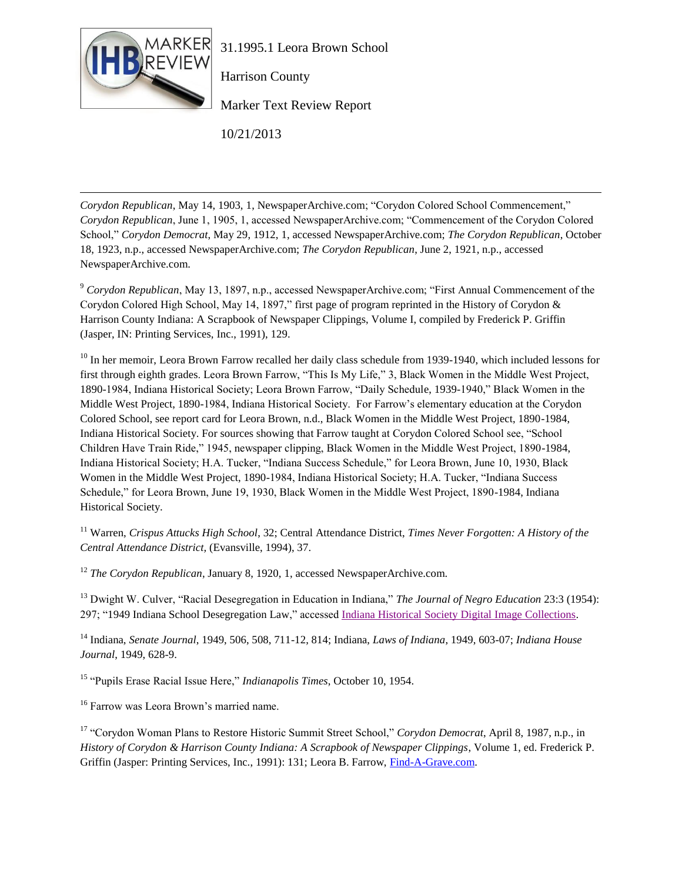*Corydon Republican*, May 14, 1903, 1, NewspaperArchive.com; "Corydon Colored School Commencement," *Corydon Republican*, June 1, 1905, 1, accessed NewspaperArchive.com; "Commencement of the Corydon Colored School," *Corydon Democrat*, May 29, 1912, 1, accessed NewspaperArchive.com; *The Corydon Republican*, October 18, 1923, n.p., accessed NewspaperArchive.com; *The Corydon Republican*, June 2, 1921, n.p., accessed NewspaperArchive.com.

[9] *Corydon Republican*, May 13, 1897, n.p., accessed NewspaperArchive.com; "First Annual Commencement of the Corydon Colored High School, May 14, 1897," first page of program reprinted in the History of Corydon & Harrison County Indiana: A Scrapbook of Newspaper Clippings, Volume I, compiled by Frederick P. Griffin (Jasper, IN: Printing Services, Inc., 1991), 129.

[10] In her memoir, Leora Brown Farrow recalled her daily class schedule from 1939-1940, which included lessons for first through eighth grades. Leora Brown Farrow, "This Is My Life," 3, Black Women in the Middle West Project, 1890-1984, Indiana Historical Society; Leora Brown Farrow, "Daily Schedule, 1939-1940," Black Women in the Middle West Project, 1890-1984, Indiana Historical Society. For Farrow's elementary education at the Corydon Colored School, see report card for Leora Brown, n.d., Black Women in the Middle West Project, 1890-1984, Indiana Historical Society. For sources showing that Farrow taught at Corydon Colored School see, "School Children Have Train Ride," 1945, newspaper clipping, Black Women in the Middle West Project, 1890-1984, Indiana Historical Society; H.A. Tucker, "Indiana Success Schedule," for Leora Brown, June 10, 1930, Black Women in the Middle West Project, 1890-1984, Indiana Historical Society; H.A. Tucker, "Indiana Success Schedule," for Leora Brown, June 19, 1930, Black Women in the Middle West Project, 1890-1984, Indiana Historical Society.

[11] Warren, *Crispus Attucks High School*, 32; Central Attendance District, *Times Never Forgotten: A History of the Central Attendance District*, (Evansville, 1994), 37.

[12] *The Corydon Republican*, January 8, 1920, 1, accessed NewspaperArchive.com.

[13] Dwight W. Culver, "Racial Desegregation in Education in Indiana," *The Journal of Negro Education* 23:3 (1954): 297; "1949 Indiana School Desegregation Law," accessed Indiana Historical Society Digital Image Collections.

[14] Indiana, *Senate Journal*, 1949, 506, 508, 711-12, 814; Indiana, *Laws of Indiana*, 1949, 603-07; *Indiana House Journal*, 1949, 628-9.

[15] "Pupils Erase Racial Issue Here," *Indianapolis Times*, October 10, 1954.

[16] Farrow was Leora Brown's married name.

[17] "Corydon Woman Plans to Restore Historic Summit Street School," *Corydon Democrat*, April 8, 1987, n.p., in *History of Corydon & Harrison County Indiana: A Scrapbook of Newspaper Clippings*, Volume 1, ed. Frederick P. Griffin (Jasper: Printing Services, Inc., 1991): 131; Leora B. Farrow, Find-A-Grave.com.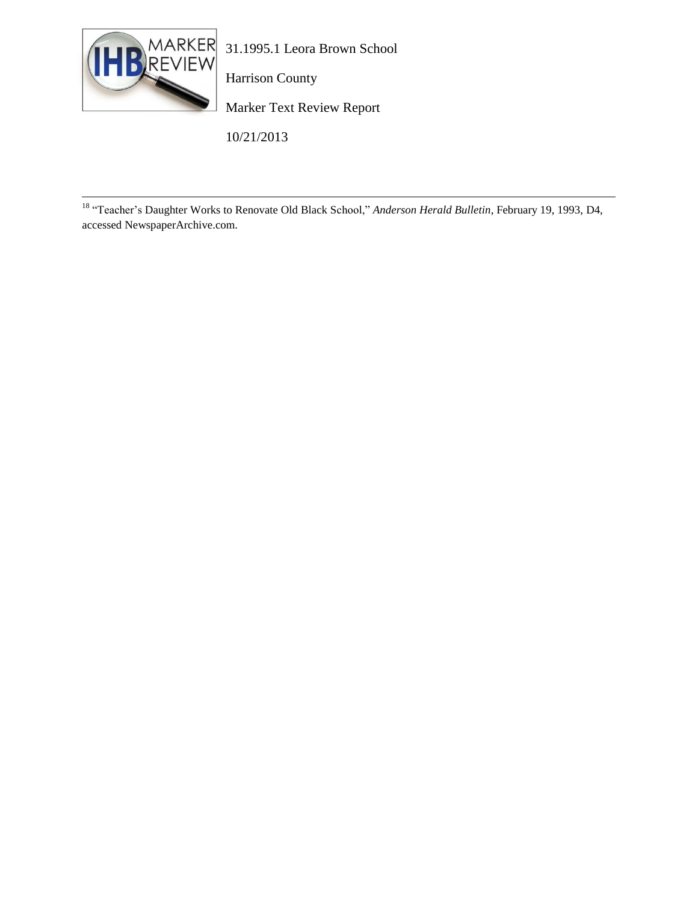[18] "Teacher's Daughter Works to Renovate Old Black School," *Anderson Herald Bulletin*, February 19, 1993, D4, accessed NewspaperArchive.com.